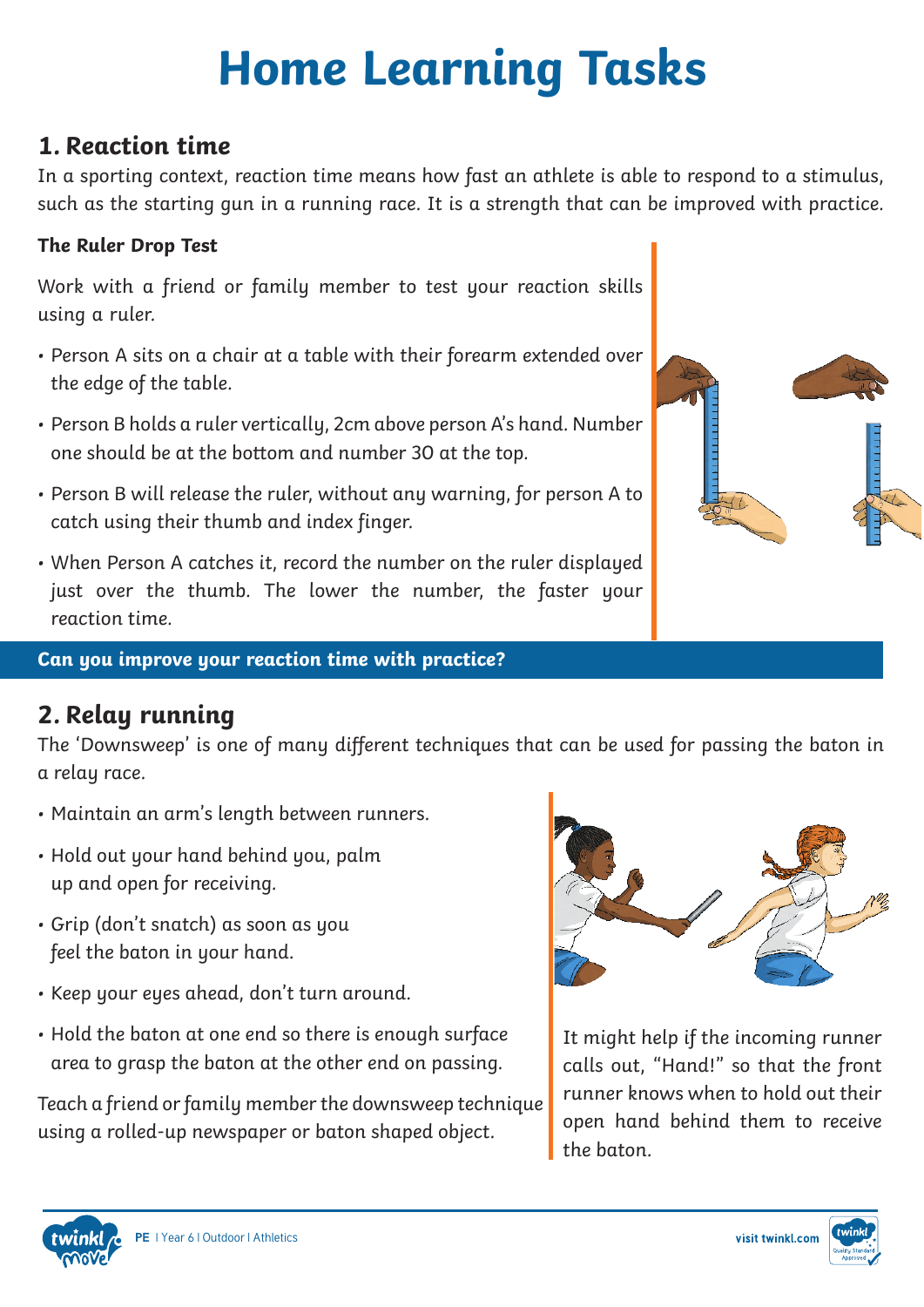# Home Learning Tasks

## 1. Reaction time

In a sporting context, reaction time means how fast an athlete is able to respond to a stimulus, such as the starting gun in a running race. It is a strength that can be improved with practice.

### The Ruler Drop Test

Work with a friend or family member to test your reaction skills using a ruler.

- Person A sits on a chair at a table with their forearm extended over the edge of the table.
- Person B holds a ruler vertically, 2cm above person A's hand. Number one should be at the bottom and number 30 at the top.
- Person B will release the ruler, without any warning, for person A to catch using their thumb and index finger.
- When Person A catches it, record the number on the ruler displayed just over the thumb. The lower the number, the faster your reaction time.

**Can you improve your reaction time with practice?**

## 2. Relay running

The 'Downsweep' is one of many different techniques that can be used for passing the baton in a relay race.

- Maintain an arm's length between runners.
- Hold out your hand behind you, palm up and open for receiving.
- Grip (don't snatch) as soon as you feel the baton in your hand.
- Keep your eyes ahead, don't turn around.
- Hold the baton at one end so there is enough surface area to grasp the baton at the other end on passing.

Teach a friend or family member the downsweep technique using a rolled-up newspaper or baton shaped object.

It might help if the incoming runner calls out, "Hand!" so that the front runner knows when to hold out their open hand behind them to receive the baton.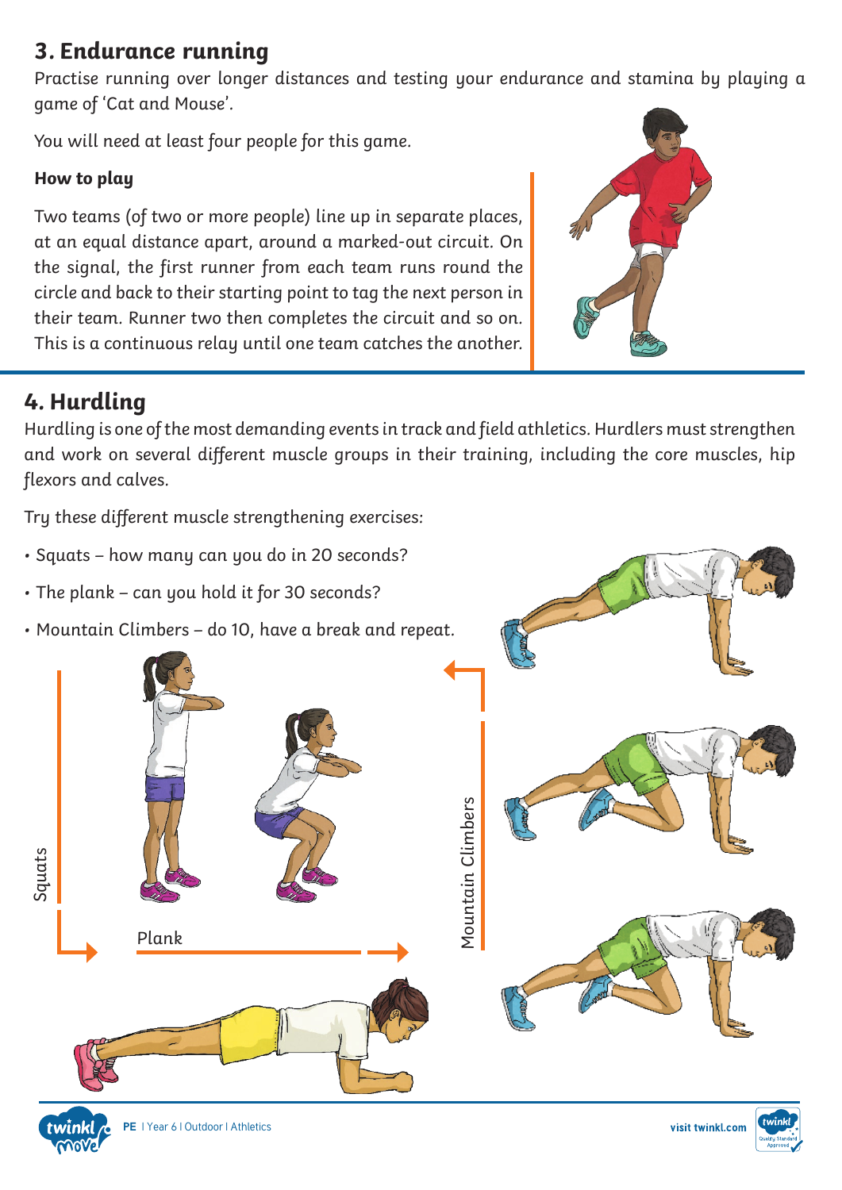## 3. Endurance running

Practise running over longer distances and testing your endurance and stamina by playing a game of 'Cat and Mouse'.

You will need at least four people for this game.

**How to play**

Two teams (of two or more people) line up in separate places, at an equal distance apart, around a marked-out circuit. On the signal, the first runner from each team runs round the circle and back to their starting point to tag the next person in their team. Runner two then completes the circuit and so on. This is a continuous relay until one team catches the another.

## 4. Hurdling

Hurdling is one of the most demanding events in track and field athletics. Hurdlers must strengthen and work on several different muscle groups in their training, including the core muscles, hip flexors and calves.

Try these different muscle strengthening exercises:

- Squats – how many can you do in 20 seconds?
- The plank – can you hold it for 30 seconds?
- Mountain Climbers – do 10, have a break and repeat.

Squats

Plank

Mountain Climbers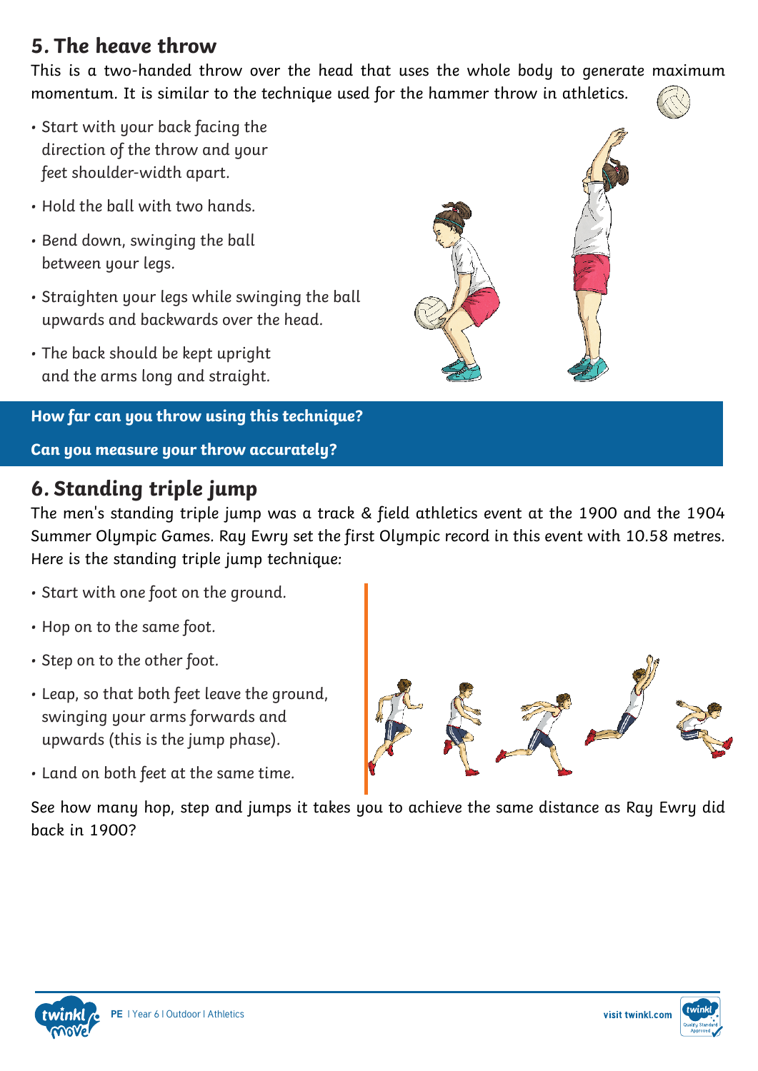## 5. The heave throw

This is a two-handed throw over the head that uses the whole body to generate maximum momentum. It is similar to the technique used for the hammer throw in athletics.

- Start with your back facing the direction of the throw and your feet shoulder-width apart.
- Hold the ball with two hands.
- Bend down, swinging the ball between your legs.
- Straighten your legs while swinging the ball upwards and backwards over the head.
- The back should be kept upright and the arms long and straight.

**How far can you throw using this technique?**

**Can you measure your throw accurately?**

## 6. Standing triple jump

The men's standing triple jump was a track & field athletics event at the 1900 and the 1904 Summer Olympic Games. Ray Ewry set the first Olympic record in this event with 10.58 metres. Here is the standing triple jump technique:

- Start with one foot on the ground.
- Hop on to the same foot.
- Step on to the other foot.
- Leap, so that both feet leave the ground, swinging your arms forwards and upwards (this is the jump phase).
- Land on both feet at the same time.

See how many hop, step and jumps it takes you to achieve the same distance as Ray Ewry did back in 1900?